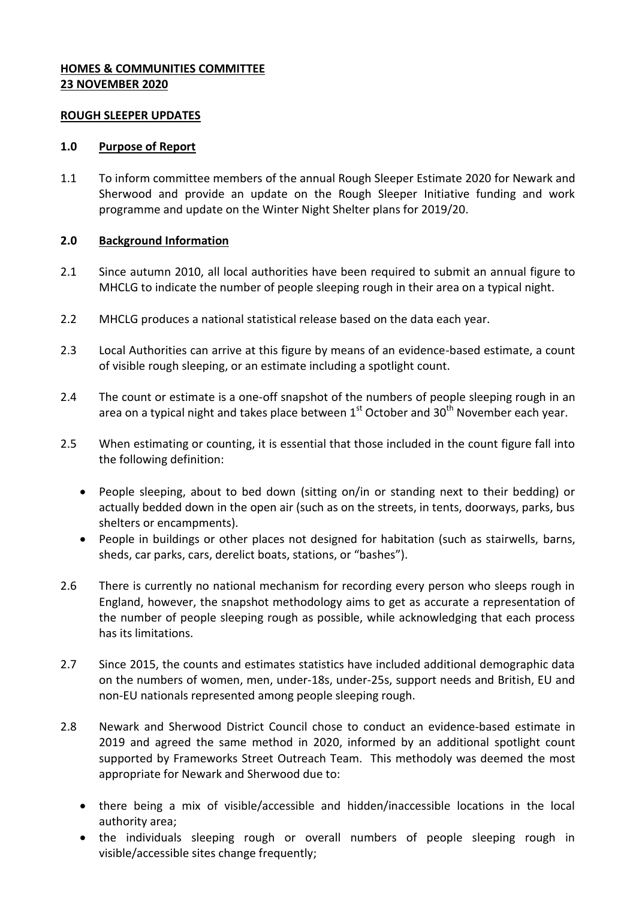**HOMES & COMMUNITIES COMMITTEE**
**23 NOVEMBER 2020**

**ROUGH SLEEPER UPDATES**

## 1.0 Purpose of Report

1.1 To inform committee members of the annual Rough Sleeper Estimate 2020 for Newark and Sherwood and provide an update on the Rough Sleeper Initiative funding and work programme and update on the Winter Night Shelter plans for 2019/20.

## 2.0 Background Information

2.1 Since autumn 2010, all local authorities have been required to submit an annual figure to MHCLG to indicate the number of people sleeping rough in their area on a typical night.

2.2 MHCLG produces a national statistical release based on the data each year.

2.3 Local Authorities can arrive at this figure by means of an evidence-based estimate, a count of visible rough sleeping, or an estimate including a spotlight count.

2.4 The count or estimate is a one-off snapshot of the numbers of people sleeping rough in an area on a typical night and takes place between 1st October and 30th November each year.

2.5 When estimating or counting, it is essential that those included in the count figure fall into the following definition:

- People sleeping, about to bed down (sitting on/in or standing next to their bedding) or actually bedded down in the open air (such as on the streets, in tents, doorways, parks, bus shelters or encampments).
- People in buildings or other places not designed for habitation (such as stairwells, barns, sheds, car parks, cars, derelict boats, stations, or "bashes").

2.6 There is currently no national mechanism for recording every person who sleeps rough in England, however, the snapshot methodology aims to get as accurate a representation of the number of people sleeping rough as possible, while acknowledging that each process has its limitations.

2.7 Since 2015, the counts and estimates statistics have included additional demographic data on the numbers of women, men, under-18s, under-25s, support needs and British, EU and non-EU nationals represented among people sleeping rough.

2.8 Newark and Sherwood District Council chose to conduct an evidence-based estimate in 2019 and agreed the same method in 2020, informed by an additional spotlight count supported by Frameworks Street Outreach Team. This methodoly was deemed the most appropriate for Newark and Sherwood due to:

- there being a mix of visible/accessible and hidden/inaccessible locations in the local authority area;
- the individuals sleeping rough or overall numbers of people sleeping rough in visible/accessible sites change frequently;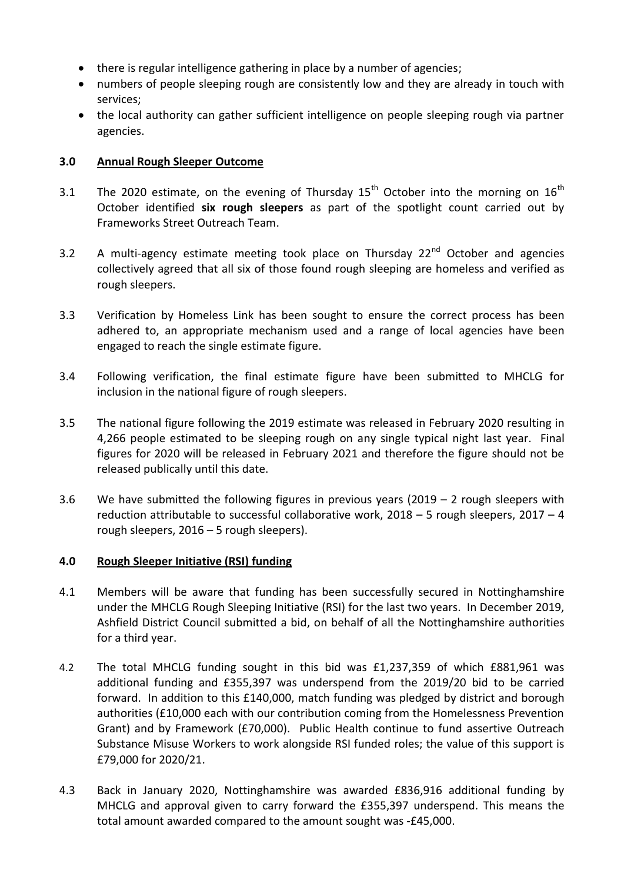- there is regular intelligence gathering in place by a number of agencies;
- numbers of people sleeping rough are consistently low and they are already in touch with services;
- the local authority can gather sufficient intelligence on people sleeping rough via partner agencies.

## 3.0 Annual Rough Sleeper Outcome

3.1 The 2020 estimate, on the evening of Thursday 15th October into the morning on 16th October identified **six rough sleepers** as part of the spotlight count carried out by Frameworks Street Outreach Team.

3.2 A multi-agency estimate meeting took place on Thursday 22nd October and agencies collectively agreed that all six of those found rough sleeping are homeless and verified as rough sleepers.

3.3 Verification by Homeless Link has been sought to ensure the correct process has been adhered to, an appropriate mechanism used and a range of local agencies have been engaged to reach the single estimate figure.

3.4 Following verification, the final estimate figure have been submitted to MHCLG for inclusion in the national figure of rough sleepers.

3.5 The national figure following the 2019 estimate was released in February 2020 resulting in 4,266 people estimated to be sleeping rough on any single typical night last year. Final figures for 2020 will be released in February 2021 and therefore the figure should not be released publically until this date.

3.6 We have submitted the following figures in previous years (2019 – 2 rough sleepers with reduction attributable to successful collaborative work, 2018 – 5 rough sleepers, 2017 – 4 rough sleepers, 2016 – 5 rough sleepers).

## 4.0 Rough Sleeper Initiative (RSI) funding

4.1 Members will be aware that funding has been successfully secured in Nottinghamshire under the MHCLG Rough Sleeping Initiative (RSI) for the last two years. In December 2019, Ashfield District Council submitted a bid, on behalf of all the Nottinghamshire authorities for a third year.

4.2 The total MHCLG funding sought in this bid was £1,237,359 of which £881,961 was additional funding and £355,397 was underspend from the 2019/20 bid to be carried forward. In addition to this £140,000, match funding was pledged by district and borough authorities (£10,000 each with our contribution coming from the Homelessness Prevention Grant) and by Framework (£70,000). Public Health continue to fund assertive Outreach Substance Misuse Workers to work alongside RSI funded roles; the value of this support is £79,000 for 2020/21.

4.3 Back in January 2020, Nottinghamshire was awarded £836,916 additional funding by MHCLG and approval given to carry forward the £355,397 underspend. This means the total amount awarded compared to the amount sought was -£45,000.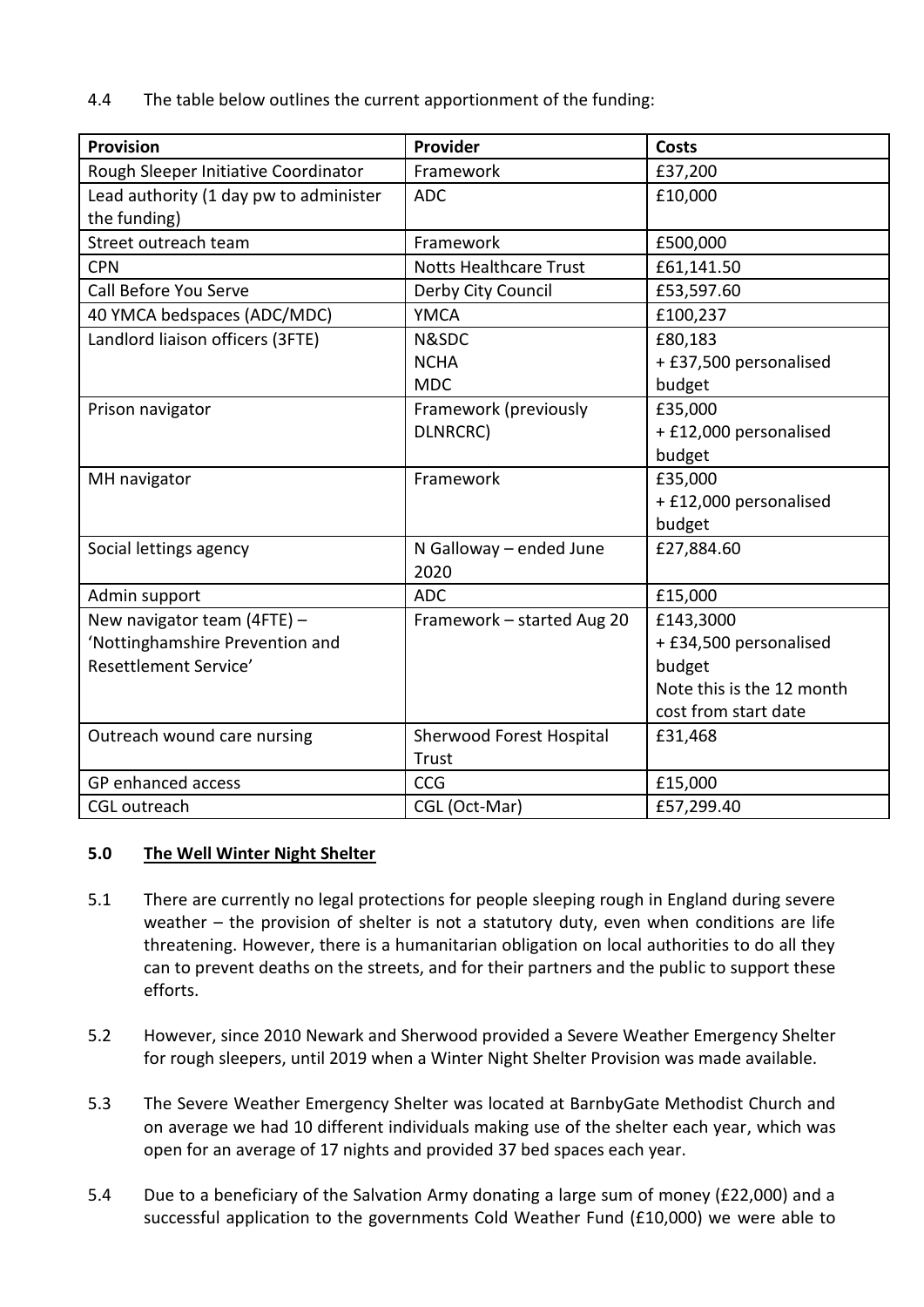4.4 The table below outlines the current apportionment of the funding:

| Provision | Provider | Costs |
|---|---|---|
| Rough Sleeper Initiative Coordinator | Framework | £37,200 |
| Lead authority (1 day pw to administer the funding) | ADC | £10,000 |
| Street outreach team | Framework | £500,000 |
| CPN | Notts Healthcare Trust | £61,141.50 |
| Call Before You Serve | Derby City Council | £53,597.60 |
| 40 YMCA bedspaces (ADC/MDC) | YMCA | £100,237 |
| Landlord liaison officers (3FTE) | N&SDC<br>NCHA<br>MDC | £80,183<br>+ £37,500 personalised budget |
| Prison navigator | Framework (previously DLNRCRC) | £35,000<br>+ £12,000 personalised budget |
| MH navigator | Framework | £35,000<br>+ £12,000 personalised budget |
| Social lettings agency | N Galloway – ended June 2020 | £27,884.60 |
| Admin support | ADC | £15,000 |
| New navigator team (4FTE) – 'Nottinghamshire Prevention and Resettlement Service' | Framework – started Aug 20 | £143,3000<br>+ £34,500 personalised budget<br>Note this is the 12 month cost from start date |
| Outreach wound care nursing | Sherwood Forest Hospital Trust | £31,468 |
| GP enhanced access | CCG | £15,000 |
| CGL outreach | CGL (Oct-Mar) | £57,299.40 |

## 5.0 The Well Winter Night Shelter

5.1 There are currently no legal protections for people sleeping rough in England during severe weather – the provision of shelter is not a statutory duty, even when conditions are life threatening. However, there is a humanitarian obligation on local authorities to do all they can to prevent deaths on the streets, and for their partners and the public to support these efforts.

5.2 However, since 2010 Newark and Sherwood provided a Severe Weather Emergency Shelter for rough sleepers, until 2019 when a Winter Night Shelter Provision was made available.

5.3 The Severe Weather Emergency Shelter was located at BarnbyGate Methodist Church and on average we had 10 different individuals making use of the shelter each year, which was open for an average of 17 nights and provided 37 bed spaces each year.

5.4 Due to a beneficiary of the Salvation Army donating a large sum of money (£22,000) and a successful application to the governments Cold Weather Fund (£10,000) we were able to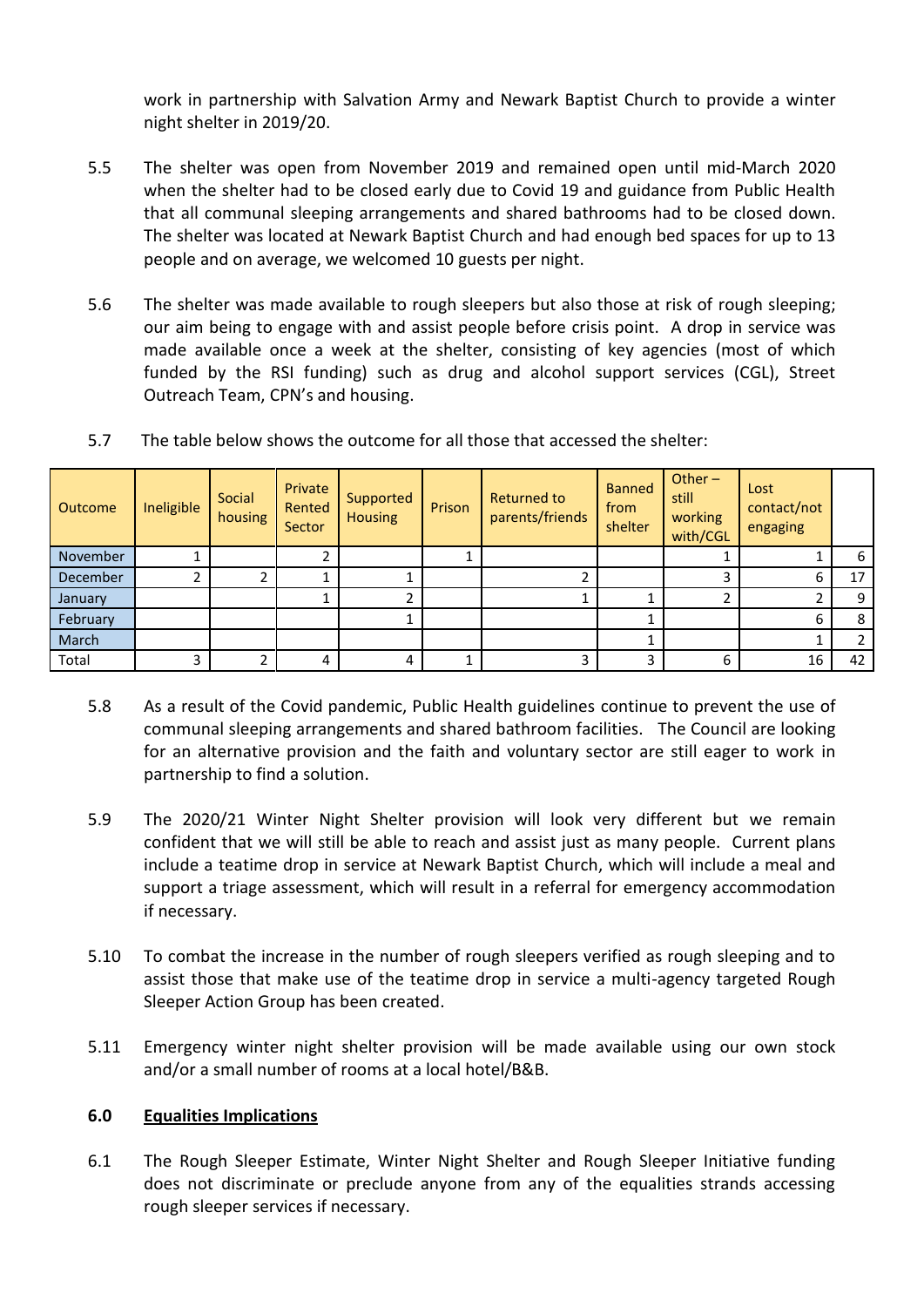work in partnership with Salvation Army and Newark Baptist Church to provide a winter night shelter in 2019/20.

5.5 The shelter was open from November 2019 and remained open until mid-March 2020 when the shelter had to be closed early due to Covid 19 and guidance from Public Health that all communal sleeping arrangements and shared bathrooms had to be closed down. The shelter was located at Newark Baptist Church and had enough bed spaces for up to 13 people and on average, we welcomed 10 guests per night.

5.6 The shelter was made available to rough sleepers but also those at risk of rough sleeping; our aim being to engage with and assist people before crisis point. A drop in service was made available once a week at the shelter, consisting of key agencies (most of which funded by the RSI funding) such as drug and alcohol support services (CGL), Street Outreach Team, CPN's and housing.

5.7 The table below shows the outcome for all those that accessed the shelter:

| Outcome | Ineligible | Social housing | Private Rented Sector | Supported Housing | Prison | Returned to parents/friends | Banned from shelter | Other – still working with/CGL | Lost contact/not engaging | |
|---|---|---|---|---|---|---|---|---|---|---|
| November | 1 | | 2 | | 1 | | | 1 | 1 | 6 |
| December | 2 | 2 | 1 | 1 | | 2 | | 3 | 6 | 17 |
| January | | | 1 | 2 | | 1 | 1 | 2 | 2 | 9 |
| February | | | | 1 | | | 1 | | 6 | 8 |
| March | | | | | | | 1 | | 1 | 2 |
| Total | 3 | 2 | 4 | 4 | 1 | 3 | 3 | 6 | 16 | 42 |

5.8 As a result of the Covid pandemic, Public Health guidelines continue to prevent the use of communal sleeping arrangements and shared bathroom facilities. The Council are looking for an alternative provision and the faith and voluntary sector are still eager to work in partnership to find a solution.

5.9 The 2020/21 Winter Night Shelter provision will look very different but we remain confident that we will still be able to reach and assist just as many people. Current plans include a teatime drop in service at Newark Baptist Church, which will include a meal and support a triage assessment, which will result in a referral for emergency accommodation if necessary.

5.10 To combat the increase in the number of rough sleepers verified as rough sleeping and to assist those that make use of the teatime drop in service a multi-agency targeted Rough Sleeper Action Group has been created.

5.11 Emergency winter night shelter provision will be made available using our own stock and/or a small number of rooms at a local hotel/B&B.

## 6.0 Equalities Implications

6.1 The Rough Sleeper Estimate, Winter Night Shelter and Rough Sleeper Initiative funding does not discriminate or preclude anyone from any of the equalities strands accessing rough sleeper services if necessary.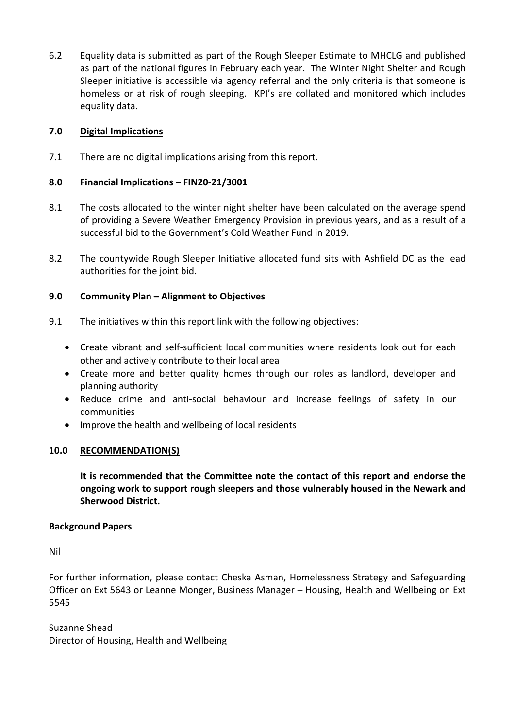6.2 Equality data is submitted as part of the Rough Sleeper Estimate to MHCLG and published as part of the national figures in February each year. The Winter Night Shelter and Rough Sleeper initiative is accessible via agency referral and the only criteria is that someone is homeless or at risk of rough sleeping. KPI's are collated and monitored which includes equality data.

## 7.0 Digital Implications

7.1 There are no digital implications arising from this report.

## 8.0 Financial Implications – FIN20-21/3001

8.1 The costs allocated to the winter night shelter have been calculated on the average spend of providing a Severe Weather Emergency Provision in previous years, and as a result of a successful bid to the Government's Cold Weather Fund in 2019.

8.2 The countywide Rough Sleeper Initiative allocated fund sits with Ashfield DC as the lead authorities for the joint bid.

## 9.0 Community Plan – Alignment to Objectives

9.1 The initiatives within this report link with the following objectives:

- Create vibrant and self-sufficient local communities where residents look out for each other and actively contribute to their local area
- Create more and better quality homes through our roles as landlord, developer and planning authority
- Reduce crime and anti-social behaviour and increase feelings of safety in our communities
- Improve the health and wellbeing of local residents

## 10.0 RECOMMENDATION(S)

**It is recommended that the Committee note the contact of this report and endorse the ongoing work to support rough sleepers and those vulnerably housed in the Newark and Sherwood District.**

**Background Papers**

Nil

For further information, please contact Cheska Asman, Homelessness Strategy and Safeguarding Officer on Ext 5643 or Leanne Monger, Business Manager – Housing, Health and Wellbeing on Ext 5545

Suzanne Shead
Director of Housing, Health and Wellbeing